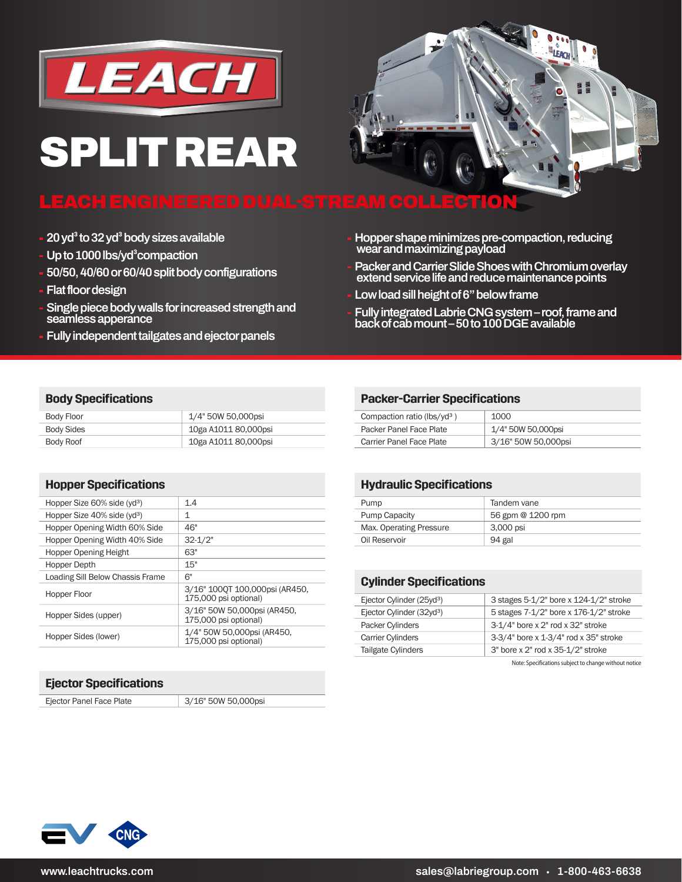# LEACH

# SPLIT REAR

## LEACH ENGINEERED DUAL-STREAM COLLECTION

- 20 yd³ to 32 yd³ body sizes available
- Up to 1000 lbs/yd³ compaction
- 50/50, 40/60 or 60/40 split body configurations
- Flat floor design
- Single piece body walls for increased strength and seamless apperance
- Fully independent tailgates and ejector panels
- Hopper shape minimizes pre-compaction, reducing wear and maximizing payload
- Packer and Carrier Slide Shoes with Chromium overlay extend service life and reduce maintenance points
- Low load sill height of 6" below frame
- Fully integrated Labrie CNG system – roof, frame and back of cab mount – 50 to 100 DGE available

### Body Specifications

| | |
|---|---|
| Body Floor | 1/4" 50W 50,000psi |
| Body Sides | 10ga A1011 80,000psi |
| Body Roof | 10ga A1011 80,000psi |

### Hopper Specifications

| | |
|---|---|
| Hopper Size 60% side (yd³) | 1.4 |
| Hopper Size 40% side (yd³) | 1 |
| Hopper Opening Width 60% Side | 46" |
| Hopper Opening Width 40% Side | 32-1/2" |
| Hopper Opening Height | 63" |
| Hopper Depth | 15" |
| Loading Sill Below Chassis Frame | 6" |
| Hopper Floor | 3/16" 100QT 100,000psi (AR450, 175,000 psi optional) |
| Hopper Sides (upper) | 3/16" 50W 50,000psi (AR450, 175,000 psi optional) |
| Hopper Sides (lower) | 1/4" 50W 50,000psi (AR450, 175,000 psi optional) |

### Ejector Specifications

| | |
|---|---|
| Ejector Panel Face Plate | 3/16" 50W 50,000psi |

### Packer-Carrier Specifications

| | |
|---|---|
| Compaction ratio (lbs/yd³ ) | 1000 |
| Packer Panel Face Plate | 1/4" 50W 50,000psi |
| Carrier Panel Face Plate | 3/16" 50W 50,000psi |

### Hydraulic Specifications

| | |
|---|---|
| Pump | Tandem vane |
| Pump Capacity | 56 gpm @ 1200 rpm |
| Max. Operating Pressure | 3,000 psi |
| Oil Reservoir | 94 gal |

### Cylinder Specifications

| | |
|---|---|
| Ejector Cylinder (25yd³) | 3 stages 5-1/2" bore x 124-1/2" stroke |
| Ejector Cylinder (32yd³) | 5 stages 7-1/2" bore x 176-1/2" stroke |
| Packer Cylinders | 3-1/4" bore x 2" rod x 32" stroke |
| Carrier Cylinders | 3-3/4" bore x 1-3/4" rod x 35" stroke |
| Tailgate Cylinders | 3" bore x 2" rod x 35-1/2" stroke |

Note: Specifications subject to change without notice

EV CNG

www.leachtrucks.com sales@labriegroup.com • 1-800-463-6638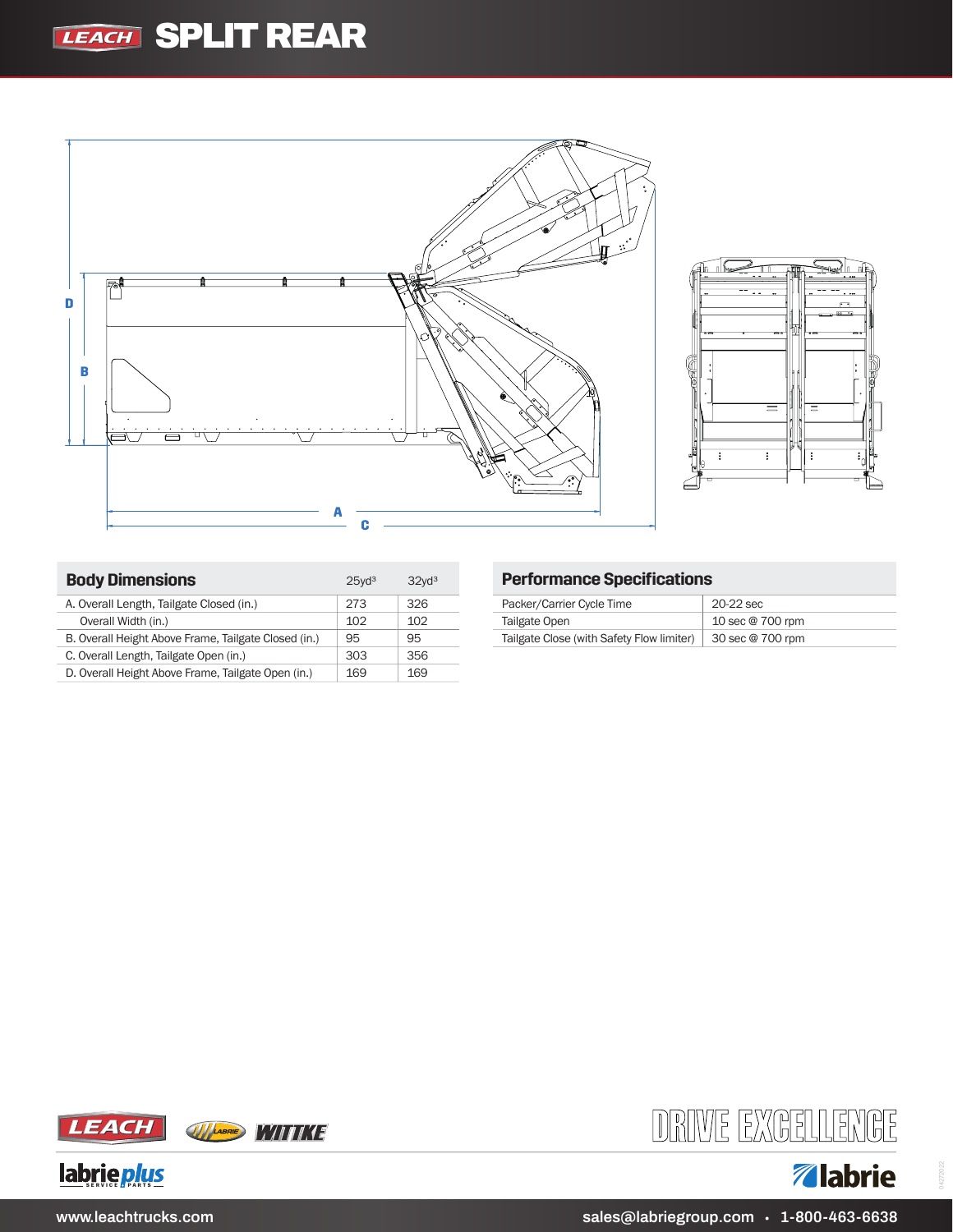# SPLIT REAR

D

B

A

C

| Body Dimensions | 25yd³ | 32yd³ |
|---|---|---|
| A. Overall Length, Tailgate Closed (in.) | 273 | 326 |
| Overall Width (in.) | 102 | 102 |
| B. Overall Height Above Frame, Tailgate Closed (in.) | 95 | 95 |
| C. Overall Length, Tailgate Open (in.) | 303 | 356 |
| D. Overall Height Above Frame, Tailgate Open (in.) | 169 | 169 |

| Performance Specifications | |
|---|---|
| Packer/Carrier Cycle Time | 20-22 sec |
| Tailgate Open | 10 sec @ 700 rpm |
| Tailgate Close (with Safety Flow limiter) | 30 sec @ 700 rpm |

LEACH WITTKE labrieplus

DRIVE EXCELLENCE

labrie

www.leachtrucks.com sales@labriegroup.com • 1-800-463-6638